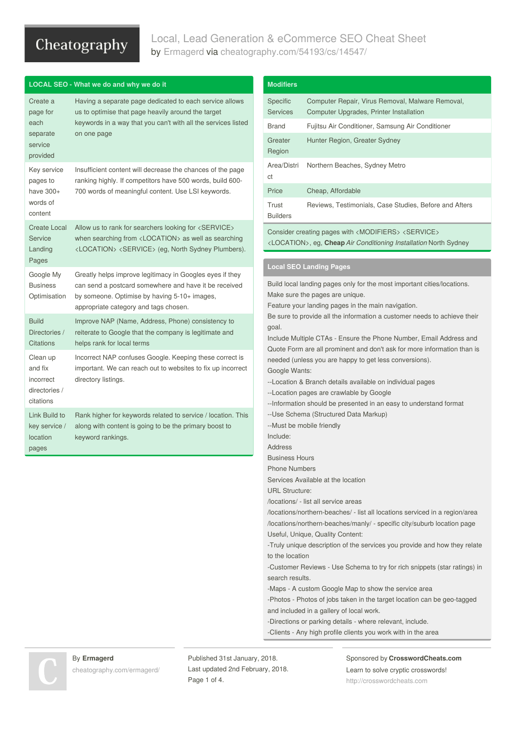# Local, Lead Generation & eCommerce SEO Cheat Sheet

by Ermagerd via cheatography.com/54193/cs/14547/

## LOCAL SEO - What we do and why we do it

| | |
|---|---|
| Create a page for each separate service provided | Having a separate page dedicated to each service allows us to optimise that page heavily around the target keywords in a way that you can't with all the services listed on one page |
| Key service pages to have 300+ words of content | Insufficient content will decrease the chances of the page ranking highly. If competitors have 500 words, build 600-700 words of meaningful content. Use LSI keywords. |
| Create Local Service Landing Pages | Allow us to rank for searchers looking for <SERVICE> when searching from <LOCATION> as well as searching <LOCATION> <SERVICE> (eg, North Sydney Plumbers). |
| Google My Business Optimisation | Greatly helps improve legitimacy in Googles eyes if they can send a postcard somewhere and have it be received by someone. Optimise by having 5-10+ images, appropriate category and tags chosen. |
| Build Directories / Citations | Improve NAP (Name, Address, Phone) consistency to reiterate to Google that the company is legitimate and helps rank for local terms |
| Clean up and fix incorrect directories / citations | Incorrect NAP confuses Google. Keeping these correct is important. We can reach out to websites to fix up incorrect directory listings. |
| Link Build to key service / location pages | Rank higher for keywords related to service / location. This along with content is going to be the primary boost to keyword rankings. |

## Modifiers

| | |
|---|---|
| Specific Services | Computer Repair, Virus Removal, Malware Removal, Computer Upgrades, Printer Installation |
| Brand | Fujitsu Air Conditioner, Samsung Air Conditioner |
| Greater Region | Hunter Region, Greater Sydney |
| Area/District | Northern Beaches, Sydney Metro |
| Price | Cheap, Affordable |
| Trust Builders | Reviews, Testimonials, Case Studies, Before and Afters |

Consider creating pages with <MODIFIERS> <SERVICE> <LOCATION>, eg, **Cheap** *Air Conditioning Installation* North Sydney

## Local SEO Landing Pages

Build local landing pages only for the most important cities/locations.
Make sure the pages are unique.
Feature your landing pages in the main navigation.
Be sure to provide all the information a customer needs to achieve their goal.
Include Multiple CTAs - Ensure the Phone Number, Email Address and Quote Form are all prominent and don't ask for more information than is needed (unless you are happy to get less conversions).
Google Wants:
--Location & Branch details available on individual pages
--Location pages are crawlable by Google
--Information should be presented in an easy to understand format
--Use Schema (Structured Data Markup)
--Must be mobile friendly
Include:
Address
Business Hours
Phone Numbers
Services Available at the location
URL Structure:
/locations/ - list all service areas
/locations/northern-beaches/ - list all locations serviced in a region/area
/locations/northern-beaches/manly/ - specific city/suburb location page
Useful, Unique, Quality Content:
-Truly unique description of the services you provide and how they relate to the location
-Customer Reviews - Use Schema to try for rich snippets (star ratings) in search results.
-Maps - A custom Google Map to show the service area
-Photos - Photos of jobs taken in the target location can be geo-tagged and included in a gallery of local work.
-Directions or parking details - where relevant, include.
-Clients - Any high profile clients you work with in the area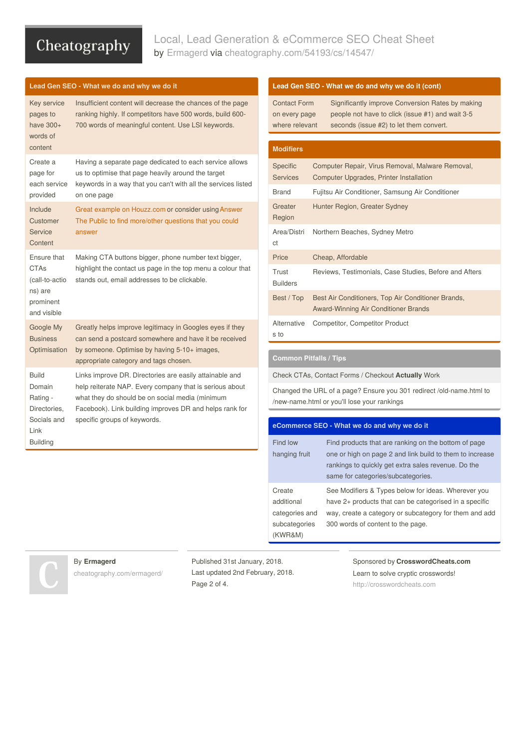## Lead Gen SEO - What we do and why we do it

| | |
|---|---|
| Key service pages to have 300+ words of content | Insufficient content will decrease the chances of the page ranking highly. If competitors have 500 words, build 600-700 words of meaningful content. Use LSI keywords. |
| Create a page for each service provided | Having a separate page dedicated to each service allows us to optimise that page heavily around the target keywords in a way that you can't with all the services listed on one page |
| Include Customer Service Content | Great example on Houzz.com or consider using Answer The Public to find more/other questions that you could answer |
| Ensure that CTAs (call-to-actions) are prominent and visible | Making CTA buttons bigger, phone number text bigger, highlight the contact us page in the top menu a colour that stands out, email addresses to be clickable. |
| Google My Business Optimisation | Greatly helps improve legitimacy in Googles eyes if they can send a postcard somewhere and have it be received by someone. Optimise by having 5-10+ images, appropriate category and tags chosen. |
| Build Domain Rating - Directories, Socials and Link Building | Links improve DR. Directories are easily attainable and help reiterate NAP. Every company that is serious about what they do should be on social media (minimum Facebook). Link building improves DR and helps rank for specific groups of keywords. |

## Lead Gen SEO - What we do and why we do it (cont)

| | |
|---|---|
| Contact Form on every page where relevant | Significantly improve Conversion Rates by making people not have to click (issue #1) and wait 3-5 seconds (issue #2) to let them convert. |

## Modifiers

| | |
|---|---|
| Specific Services | Computer Repair, Virus Removal, Malware Removal, Computer Upgrades, Printer Installation |
| Brand | Fujitsu Air Conditioner, Samsung Air Conditioner |
| Greater Region | Hunter Region, Greater Sydney |
| Area/District | Northern Beaches, Sydney Metro |
| Price | Cheap, Affordable |
| Trust Builders | Reviews, Testimonials, Case Studies, Before and Afters |
| Best / Top | Best Air Conditioners, Top Air Conditioner Brands, Award-Winning Air Conditioner Brands |
| Alternatives to | Competitor, Competitor Product |

## Common Pitfalls / Tips

Check CTAs, Contact Forms / Checkout **Actually** Work

Changed the URL of a page? Ensure you 301 redirect /old-name.html to /new-name.html or you'll lose your rankings

## eCommerce SEO - What we do and why we do it

| | |
|---|---|
| Find low hanging fruit | Find products that are ranking on the bottom of page one or high on page 2 and link build to them to increase rankings to quickly get extra sales revenue. Do the same for categories/subcategories. |
| Create additional categories and subcategories (KWR&M) | See Modifiers & Types below for ideas. Wherever you have 2+ products that can be categorised in a specific way, create a category or subcategory for them and add 300 words of content to the page. |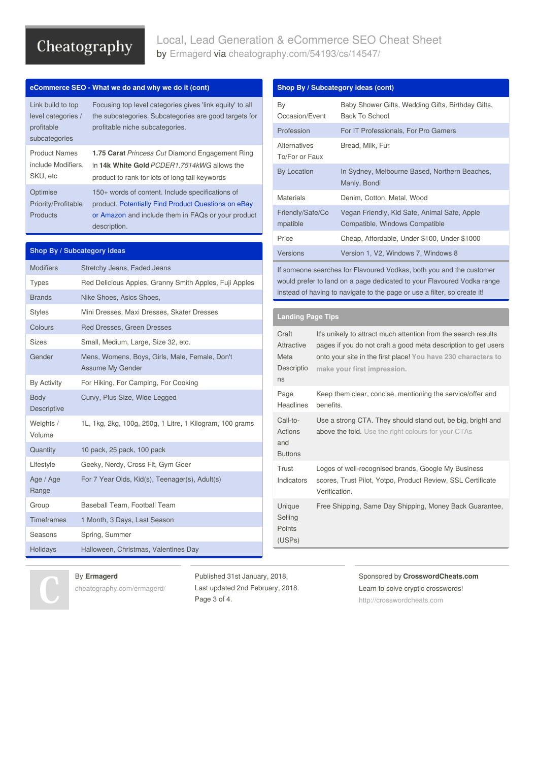## eCommerce SEO - What we do and why we do it (cont)

| | |
|---|---|
| Link build to top level categories / profitable subcategories | Focusing top level categories gives 'link equity' to all the subcategories. Subcategories are good targets for profitable niche subcategories. |
| Product Names include Modifiers, SKU, etc | **1.75 Carat** *Princess Cut* Diamond Engagement Ring in **14k White Gold** *PCDER1.7514kWG* allows the product to rank for lots of long tail keywords |
| Optimise Priority/Profitable Products | 150+ words of content. Include specifications of product. Potentially Find Product Questions on eBay or Amazon and include them in FAQs or your product description. |

## Shop By / Subcategory ideas

| | |
|---|---|
| Modifiers | Stretchy Jeans, Faded Jeans |
| Types | Red Delicious Apples, Granny Smith Apples, Fuji Apples |
| Brands | Nike Shoes, Asics Shoes, |
| Styles | Mini Dresses, Maxi Dresses, Skater Dresses |
| Colours | Red Dresses, Green Dresses |
| Sizes | Small, Medium, Large, Size 32, etc. |
| Gender | Mens, Womens, Boys, Girls, Male, Female, Don't Assume My Gender |
| By Activity | For Hiking, For Camping, For Cooking |
| Body Descriptive | Curvy, Plus Size, Wide Legged |
| Weights / Volume | 1L, 1kg, 2kg, 100g, 250g, 1 Litre, 1 Kilogram, 100 grams |
| Quantity | 10 pack, 25 pack, 100 pack |
| Lifestyle | Geeky, Nerdy, Cross Fit, Gym Goer |
| Age / Age Range | For 7 Year Olds, Kid(s), Teenager(s), Adult(s) |
| Group | Baseball Team, Football Team |
| Timeframes | 1 Month, 3 Days, Last Season |
| Seasons | Spring, Summer |
| Holidays | Halloween, Christmas, Valentines Day |

## Shop By / Subcategory ideas (cont)

| | |
|---|---|
| By Occasion/Event | Baby Shower Gifts, Wedding Gifts, Birthday Gifts, Back To School |
| Profession | For IT Professionals, For Pro Gamers |
| Alternatives To/For or Faux | Bread, Milk, Fur |
| By Location | In Sydney, Melbourne Based, Northern Beaches, Manly, Bondi |
| Materials | Denim, Cotton, Metal, Wood |
| Friendly/Safe/Compatible | Vegan Friendly, Kid Safe, Animal Safe, Apple Compatible, Windows Compatible |
| Price | Cheap, Affordable, Under $100, Under $1000 |
| Versions | Version 1, V2, Windows 7, Windows 8 |

If someone searches for Flavoured Vodkas, both you and the customer would prefer to land on a page dedicated to your Flavoured Vodka range instead of having to navigate to the page or use a filter, so create it!

## Landing Page Tips

| | |
|---|---|
| Craft Attractive Meta Descriptions | It's unikely to attract much attention from the search results pages if you do not craft a good meta description to get users onto your site in the first place! **You have 230 characters to make your first impression.** |
| Page Headlines | Keep them clear, concise, mentioning the service/offer and benefits. |
| Call-to-Actions and Buttons | Use a strong CTA. They should stand out, be big, bright and above the fold. Use the right colours for your CTAs |
| Trust Indicators | Logos of well-recognised brands, Google My Business scores, Trust Pilot, Yotpo, Product Review, SSL Certificate Verification. |
| Unique Selling Points (USPs) | Free Shipping, Same Day Shipping, Money Back Guarantee, |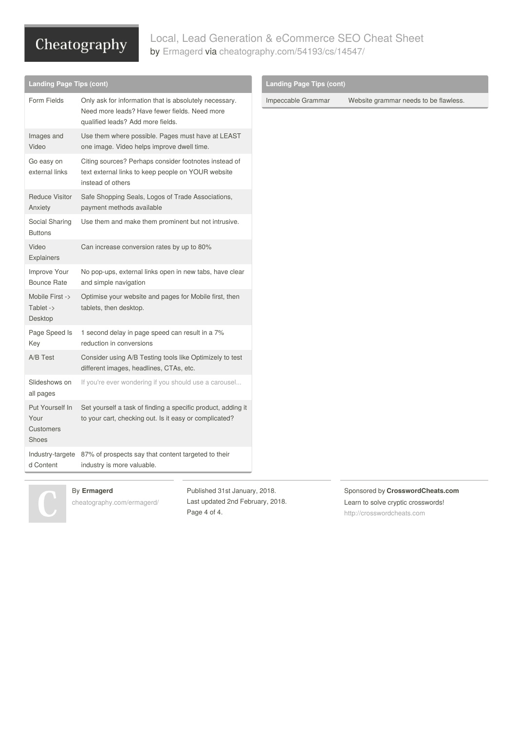## Landing Page Tips (cont)

| | |
|---|---|
| Form Fields | Only ask for information that is absolutely necessary. Need more leads? Have fewer fields. Need more qualified leads? Add more fields. |
| Images and Video | Use them where possible. Pages must have at LEAST one image. Video helps improve dwell time. |
| Go easy on external links | Citing sources? Perhaps consider footnotes instead of text external links to keep people on YOUR website instead of others |
| Reduce Visitor Anxiety | Safe Shopping Seals, Logos of Trade Associations, payment methods available |
| Social Sharing Buttons | Use them and make them prominent but not intrusive. |
| Video Explainers | Can increase conversion rates by up to 80% |
| Improve Your Bounce Rate | No pop-ups, external links open in new tabs, have clear and simple navigation |
| Mobile First -> Tablet -> Desktop | Optimise your website and pages for Mobile first, then tablets, then desktop. |
| Page Speed Is Key | 1 second delay in page speed can result in a 7% reduction in conversions |
| A/B Test | Consider using A/B Testing tools like Optimizely to test different images, headlines, CTAs, etc. |
| Slideshows on all pages | If you're ever wondering if you should use a carousel... |
| Put Yourself In Your Customers Shoes | Set yourself a task of finding a specific product, adding it to your cart, checking out. Is it easy or complicated? |
| Industry-targeted Content | 87% of prospects say that content targeted to their industry is more valuable. |
| Impeccable Grammar | Website grammar needs to be flawless. |

By **Ermagerd**
cheatography.com/ermagerd/

Published 31st January, 2018.
Last updated 2nd February, 2018.

Sponsored by **CrosswordCheats.com**
Learn to solve cryptic crosswords!
http://crosswordcheats.com